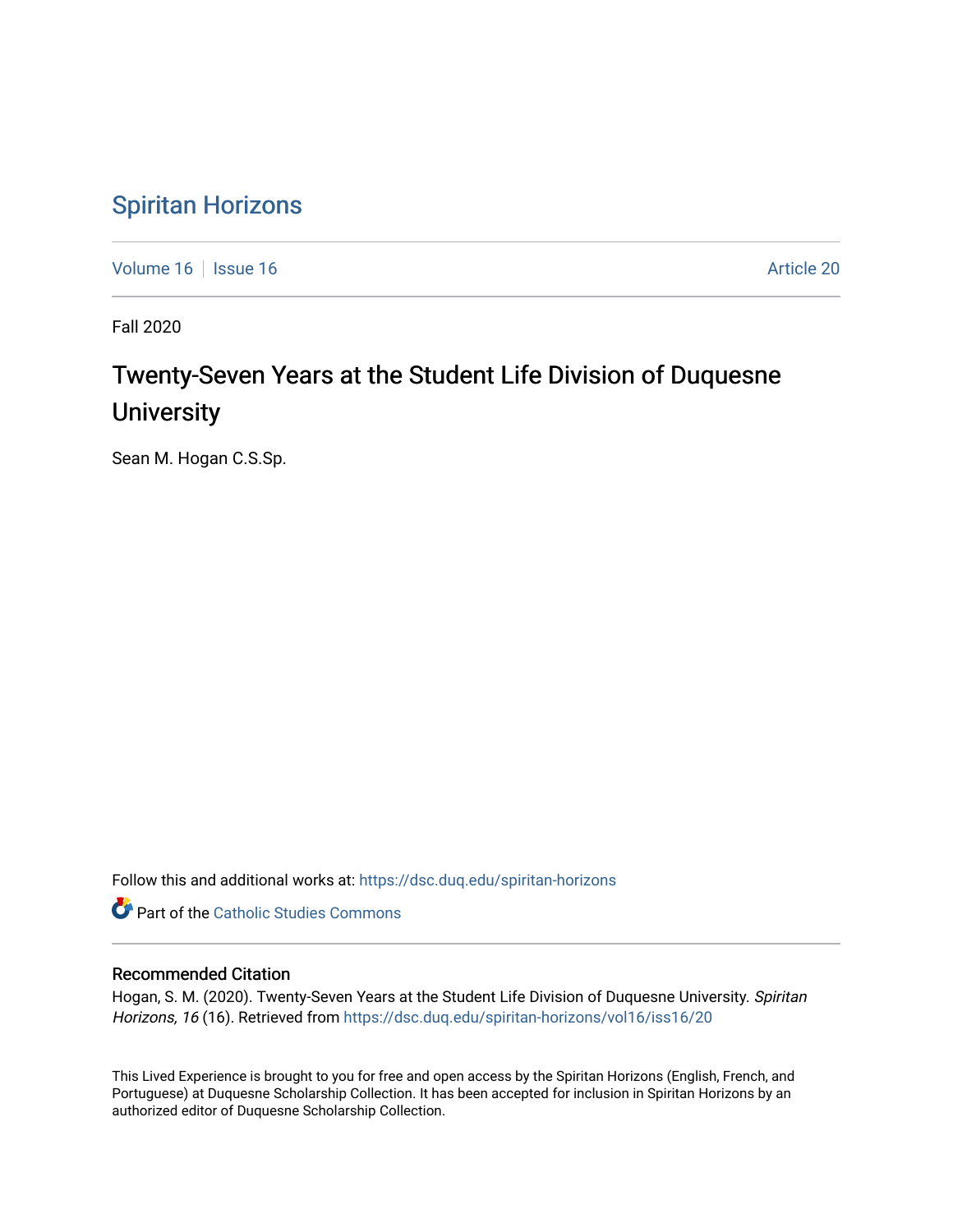Spiritan Horizons

Volume 16 | Issue 16 | Article 20

Fall 2020

# Twenty-Seven Years at the Student Life Division of Duquesne University

Sean M. Hogan C.S.Sp.

Follow this and additional works at: https://dsc.duq.edu/spiritan-horizons

Part of the Catholic Studies Commons

## Recommended Citation

Hogan, S. M. (2020). Twenty-Seven Years at the Student Life Division of Duquesne University. *Spiritan Horizons, 16* (16). Retrieved from https://dsc.duq.edu/spiritan-horizons/vol16/iss16/20

This Lived Experience is brought to you for free and open access by the Spiritan Horizons (English, French, and Portuguese) at Duquesne Scholarship Collection. It has been accepted for inclusion in Spiritan Horizons by an authorized editor of Duquesne Scholarship Collection.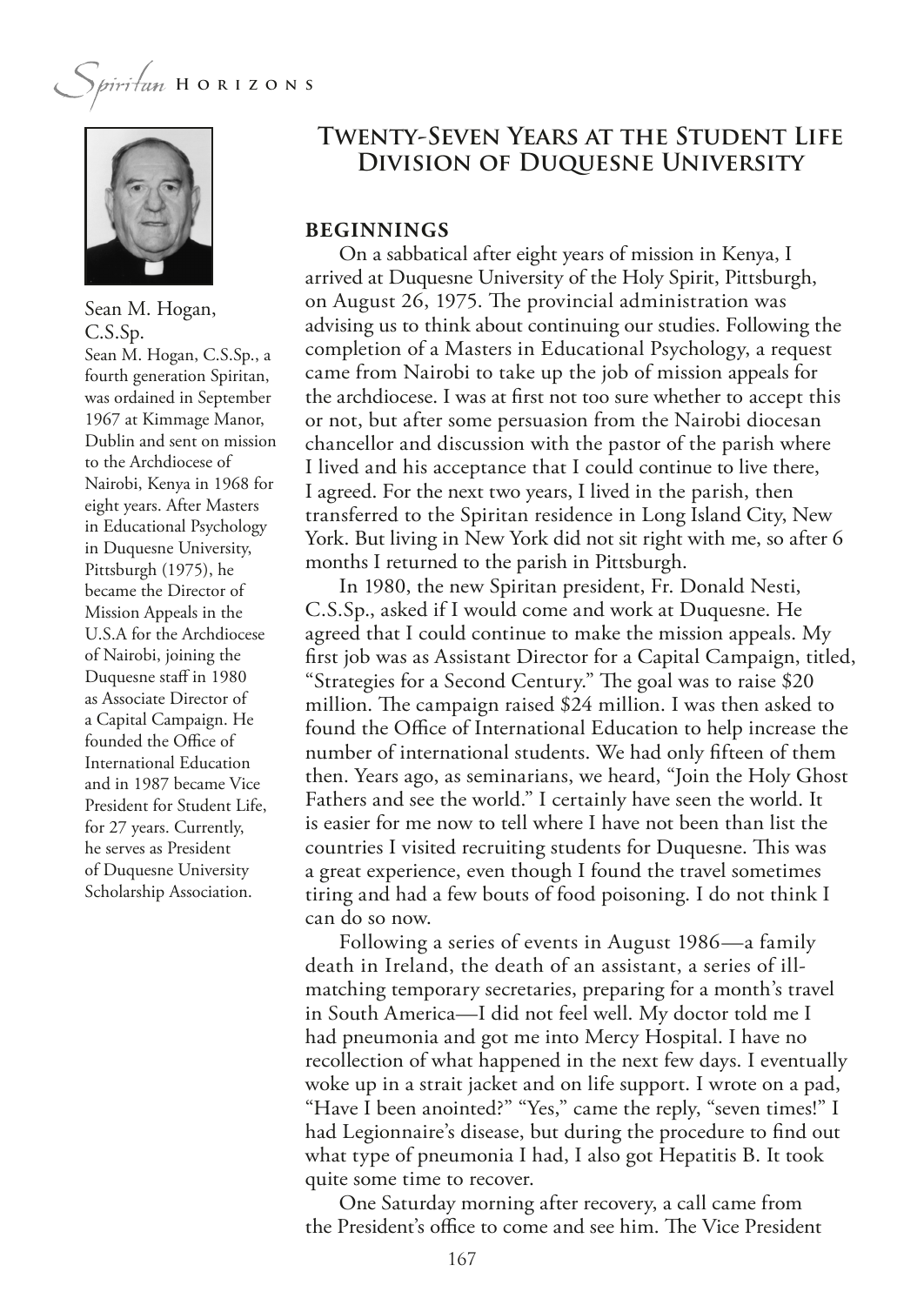Sean M. Hogan, C.S.Sp.

Sean M. Hogan, C.S.Sp., a fourth generation Spiritan, was ordained in September 1967 at Kimmage Manor, Dublin and sent on mission to the Archdiocese of Nairobi, Kenya in 1968 for eight years. After Masters in Educational Psychology in Duquesne University, Pittsburgh (1975), he became the Director of Mission Appeals in the U.S.A for the Archdiocese of Nairobi, joining the Duquesne staff in 1980 as Associate Director of a Capital Campaign. He founded the Office of International Education and in 1987 became Vice President for Student Life, for 27 years. Currently, he serves as President of Duquesne University Scholarship Association.

## Twenty-Seven Years at the Student Life Division of Duquesne University

### BEGINNINGS

On a sabbatical after eight years of mission in Kenya, I arrived at Duquesne University of the Holy Spirit, Pittsburgh, on August 26, 1975. The provincial administration was advising us to think about continuing our studies. Following the completion of a Masters in Educational Psychology, a request came from Nairobi to take up the job of mission appeals for the archdiocese. I was at first not too sure whether to accept this or not, but after some persuasion from the Nairobi diocesan chancellor and discussion with the pastor of the parish where I lived and his acceptance that I could continue to live there, I agreed. For the next two years, I lived in the parish, then transferred to the Spiritan residence in Long Island City, New York. But living in New York did not sit right with me, so after 6 months I returned to the parish in Pittsburgh.

In 1980, the new Spiritan president, Fr. Donald Nesti, C.S.Sp., asked if I would come and work at Duquesne. He agreed that I could continue to make the mission appeals. My first job was as Assistant Director for a Capital Campaign, titled, "Strategies for a Second Century." The goal was to raise $20 million. The campaign raised $24 million. I was then asked to found the Office of International Education to help increase the number of international students. We had only fifteen of them then. Years ago, as seminarians, we heard, "Join the Holy Ghost Fathers and see the world." I certainly have seen the world. It is easier for me now to tell where I have not been than list the countries I visited recruiting students for Duquesne. This was a great experience, even though I found the travel sometimes tiring and had a few bouts of food poisoning. I do not think I can do so now.

Following a series of events in August 1986—a family death in Ireland, the death of an assistant, a series of ill-matching temporary secretaries, preparing for a month's travel in South America—I did not feel well. My doctor told me I had pneumonia and got me into Mercy Hospital. I have no recollection of what happened in the next few days. I eventually woke up in a strait jacket and on life support. I wrote on a pad, "Have I been anointed?" "Yes," came the reply, "seven times!" I had Legionnaire's disease, but during the procedure to find out what type of pneumonia I had, I also got Hepatitis B. It took quite some time to recover.

One Saturday morning after recovery, a call came from the President's office to come and see him. The Vice President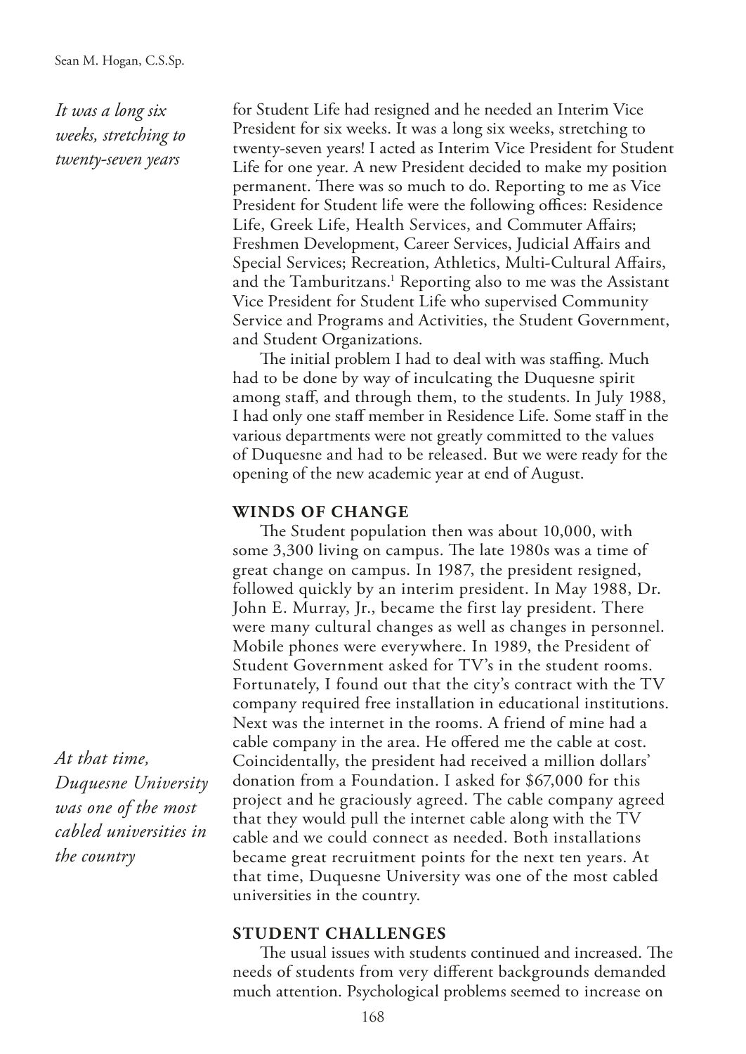for Student Life had resigned and he needed an Interim Vice President for six weeks. It was a long six weeks, stretching to twenty-seven years! I acted as Interim Vice President for Student Life for one year. A new President decided to make my position permanent. There was so much to do. Reporting to me as Vice President for Student life were the following offices: Residence Life, Greek Life, Health Services, and Commuter Affairs; Freshmen Development, Career Services, Judicial Affairs and Special Services; Recreation, Athletics, Multi-Cultural Affairs, and the Tamburitzans.[1] Reporting also to me was the Assistant Vice President for Student Life who supervised Community Service and Programs and Activities, the Student Government, and Student Organizations.

*It was a long six weeks, stretching to twenty-seven years*

The initial problem I had to deal with was staffing. Much had to be done by way of inculcating the Duquesne spirit among staff, and through them, to the students. In July 1988, I had only one staff member in Residence Life. Some staff in the various departments were not greatly committed to the values of Duquesne and had to be released. But we were ready for the opening of the new academic year at end of August.

## WINDS OF CHANGE

The Student population then was about 10,000, with some 3,300 living on campus. The late 1980s was a time of great change on campus. In 1987, the president resigned, followed quickly by an interim president. In May 1988, Dr. John E. Murray, Jr., became the first lay president. There were many cultural changes as well as changes in personnel. Mobile phones were everywhere. In 1989, the President of Student Government asked for TV's in the student rooms. Fortunately, I found out that the city's contract with the TV company required free installation in educational institutions. Next was the internet in the rooms. A friend of mine had a cable company in the area. He offered me the cable at cost. Coincidentally, the president had received a million dollars' donation from a Foundation. I asked for $67,000 for this project and he graciously agreed. The cable company agreed that they would pull the internet cable along with the TV cable and we could connect as needed. Both installations became great recruitment points for the next ten years. At that time, Duquesne University was one of the most cabled universities in the country.

*At that time, Duquesne University was one of the most cabled universities in the country*

## STUDENT CHALLENGES

The usual issues with students continued and increased. The needs of students from very different backgrounds demanded much attention. Psychological problems seemed to increase on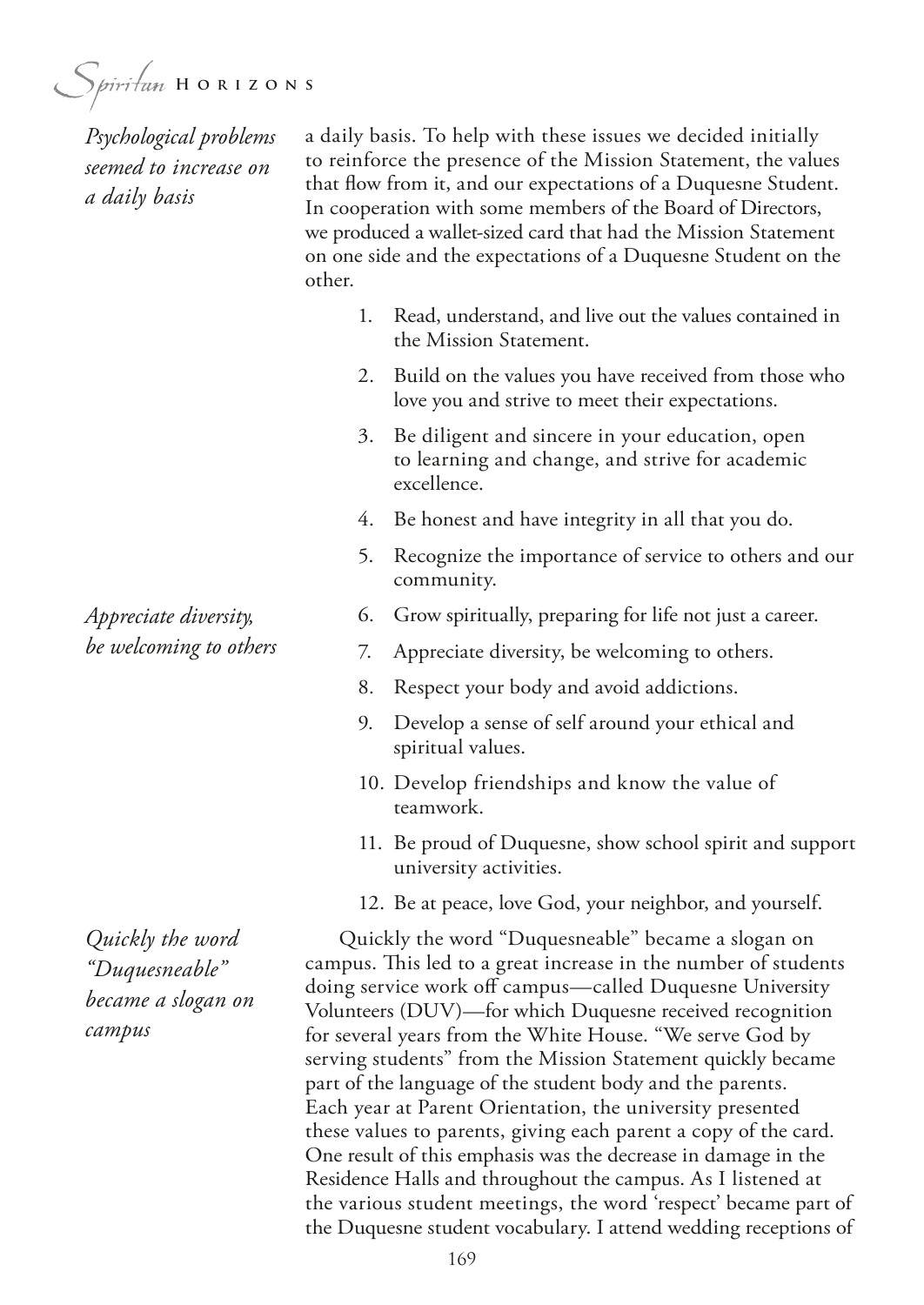*Psychological problems seemed to increase on a daily basis*

a daily basis. To help with these issues we decided initially to reinforce the presence of the Mission Statement, the values that flow from it, and our expectations of a Duquesne Student. In cooperation with some members of the Board of Directors, we produced a wallet-sized card that had the Mission Statement on one side and the expectations of a Duquesne Student on the other.

1. Read, understand, and live out the values contained in the Mission Statement.
2. Build on the values you have received from those who love you and strive to meet their expectations.
3. Be diligent and sincere in your education, open to learning and change, and strive for academic excellence.
4. Be honest and have integrity in all that you do.
5. Recognize the importance of service to others and our community.
6. Grow spiritually, preparing for life not just a career.
7. Appreciate diversity, be welcoming to others.
8. Respect your body and avoid addictions.
9. Develop a sense of self around your ethical and spiritual values.
10. Develop friendships and know the value of teamwork.
11. Be proud of Duquesne, show school spirit and support university activities.
12. Be at peace, love God, your neighbor, and yourself.

*Appreciate diversity, be welcoming to others*

*Quickly the word "Duquesneable" became a slogan on campus*

Quickly the word "Duquesneable" became a slogan on campus. This led to a great increase in the number of students doing service work off campus—called Duquesne University Volunteers (DUV)—for which Duquesne received recognition for several years from the White House. "We serve God by serving students" from the Mission Statement quickly became part of the language of the student body and the parents. Each year at Parent Orientation, the university presented these values to parents, giving each parent a copy of the card. One result of this emphasis was the decrease in damage in the Residence Halls and throughout the campus. As I listened at the various student meetings, the word 'respect' became part of the Duquesne student vocabulary. I attend wedding receptions of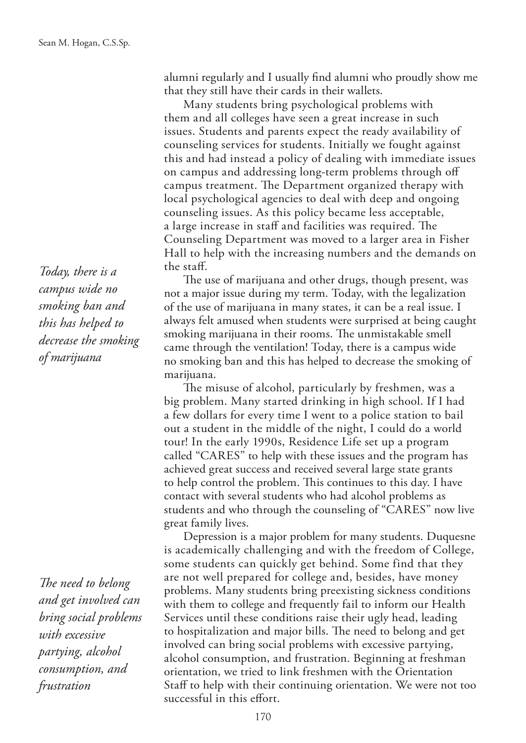alumni regularly and I usually find alumni who proudly show me that they still have their cards in their wallets.

Many students bring psychological problems with them and all colleges have seen a great increase in such issues. Students and parents expect the ready availability of counseling services for students. Initially we fought against this and had instead a policy of dealing with immediate issues on campus and addressing long-term problems through off campus treatment. The Department organized therapy with local psychological agencies to deal with deep and ongoing counseling issues. As this policy became less acceptable, a large increase in staff and facilities was required. The Counseling Department was moved to a larger area in Fisher Hall to help with the increasing numbers and the demands on the staff.

> *Today, there is a campus wide no smoking ban and this has helped to decrease the smoking of marijuana*

The use of marijuana and other drugs, though present, was not a major issue during my term. Today, with the legalization of the use of marijuana in many states, it can be a real issue. I always felt amused when students were surprised at being caught smoking marijuana in their rooms. The unmistakable smell came through the ventilation! Today, there is a campus wide no smoking ban and this has helped to decrease the smoking of marijuana.

The misuse of alcohol, particularly by freshmen, was a big problem. Many started drinking in high school. If I had a few dollars for every time I went to a police station to bail out a student in the middle of the night, I could do a world tour! In the early 1990s, Residence Life set up a program called "CARES" to help with these issues and the program has achieved great success and received several large state grants to help control the problem. This continues to this day. I have contact with several students who had alcohol problems as students and who through the counseling of "CARES" now live great family lives.

> *The need to belong and get involved can bring social problems with excessive partying, alcohol consumption, and frustration*

Depression is a major problem for many students. Duquesne is academically challenging and with the freedom of College, some students can quickly get behind. Some find that they are not well prepared for college and, besides, have money problems. Many students bring preexisting sickness conditions with them to college and frequently fail to inform our Health Services until these conditions raise their ugly head, leading to hospitalization and major bills. The need to belong and get involved can bring social problems with excessive partying, alcohol consumption, and frustration. Beginning at freshman orientation, we tried to link freshmen with the Orientation Staff to help with their continuing orientation. We were not too successful in this effort.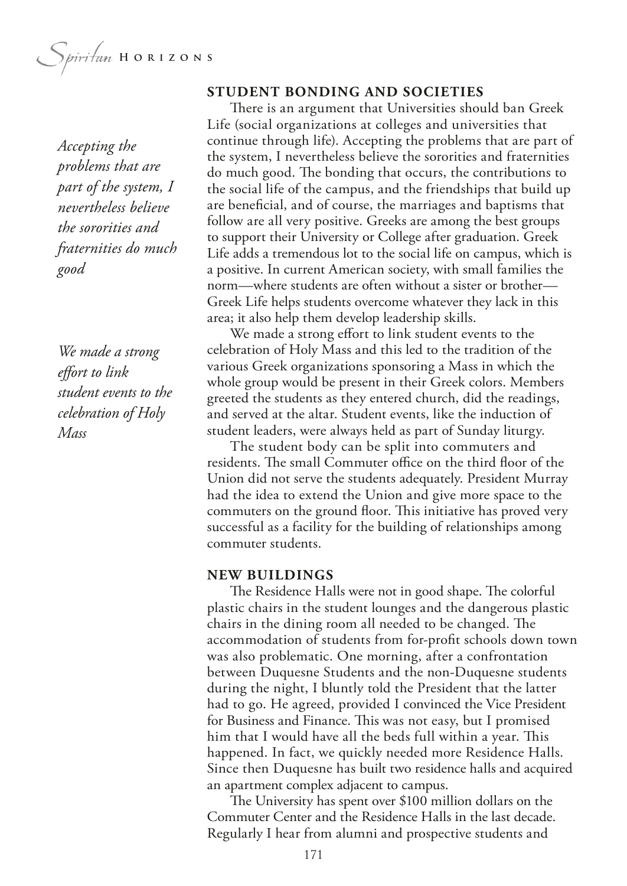## STUDENT BONDING AND SOCIETIES

There is an argument that Universities should ban Greek Life (social organizations at colleges and universities that continue through life). Accepting the problems that are part of the system, I nevertheless believe the sororities and fraternities do much good. The bonding that occurs, the contributions to the social life of the campus, and the friendships that build up are beneficial, and of course, the marriages and baptisms that follow are all very positive. Greeks are among the best groups to support their University or College after graduation. Greek Life adds a tremendous lot to the social life on campus, which is a positive. In current American society, with small families the norm—where students are often without a sister or brother—Greek Life helps students overcome whatever they lack in this area; it also help them develop leadership skills.

*Accepting the problems that are part of the system, I nevertheless believe the sororities and fraternities do much good*

We made a strong effort to link student events to the celebration of Holy Mass and this led to the tradition of the various Greek organizations sponsoring a Mass in which the whole group would be present in their Greek colors. Members greeted the students as they entered church, did the readings, and served at the altar. Student events, like the induction of student leaders, were always held as part of Sunday liturgy.

*We made a strong effort to link student events to the celebration of Holy Mass*

The student body can be split into commuters and residents. The small Commuter office on the third floor of the Union did not serve the students adequately. President Murray had the idea to extend the Union and give more space to the commuters on the ground floor. This initiative has proved very successful as a facility for the building of relationships among commuter students.

## NEW BUILDINGS

The Residence Halls were not in good shape. The colorful plastic chairs in the student lounges and the dangerous plastic chairs in the dining room all needed to be changed. The accommodation of students from for-profit schools down town was also problematic. One morning, after a confrontation between Duquesne Students and the non-Duquesne students during the night, I bluntly told the President that the latter had to go. He agreed, provided I convinced the Vice President for Business and Finance. This was not easy, but I promised him that I would have all the beds full within a year. This happened. In fact, we quickly needed more Residence Halls. Since then Duquesne has built two residence halls and acquired an apartment complex adjacent to campus.

The University has spent over $100 million dollars on the Commuter Center and the Residence Halls in the last decade. Regularly I hear from alumni and prospective students and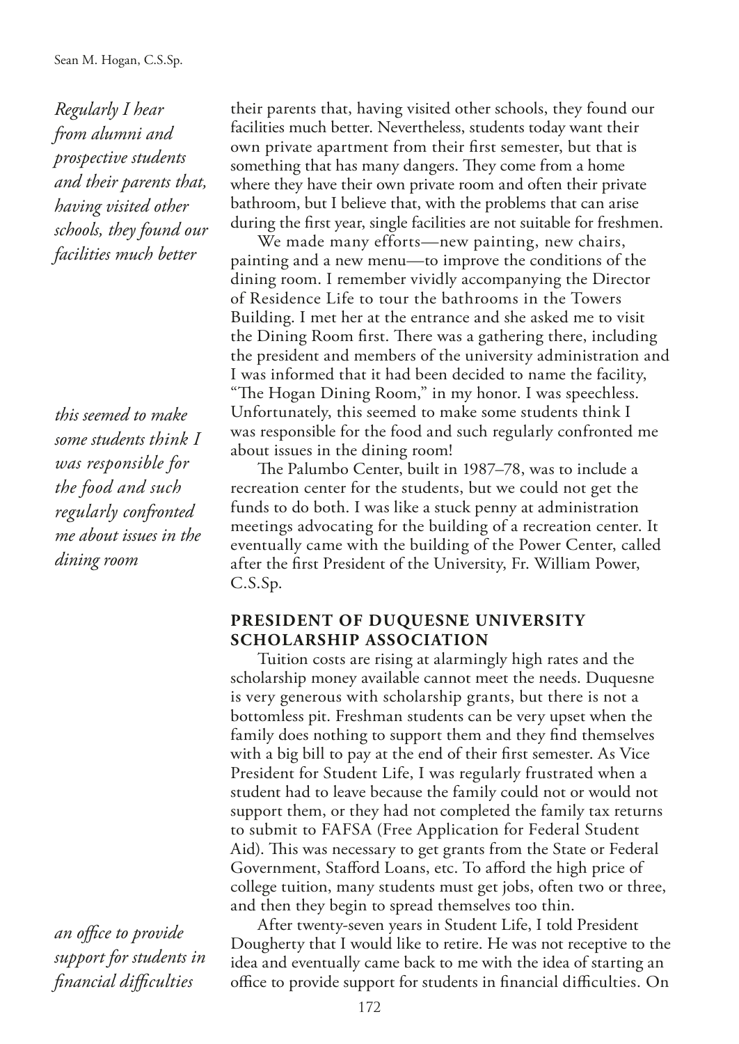*Regularly I hear from alumni and prospective students and their parents that, having visited other schools, they found our facilities much better*

their parents that, having visited other schools, they found our facilities much better. Nevertheless, students today want their own private apartment from their first semester, but that is something that has many dangers. They come from a home where they have their own private room and often their private bathroom, but I believe that, with the problems that can arise during the first year, single facilities are not suitable for freshmen.

We made many efforts—new painting, new chairs, painting and a new menu—to improve the conditions of the dining room. I remember vividly accompanying the Director of Residence Life to tour the bathrooms in the Towers Building. I met her at the entrance and she asked me to visit the Dining Room first. There was a gathering there, including the president and members of the university administration and I was informed that it had been decided to name the facility, "The Hogan Dining Room," in my honor. I was speechless. Unfortunately, this seemed to make some students think I was responsible for the food and such regularly confronted me about issues in the dining room!

*this seemed to make some students think I was responsible for the food and such regularly confronted me about issues in the dining room*

The Palumbo Center, built in 1987–78, was to include a recreation center for the students, but we could not get the funds to do both. I was like a stuck penny at administration meetings advocating for the building of a recreation center. It eventually came with the building of the Power Center, called after the first President of the University, Fr. William Power, C.S.Sp.

## PRESIDENT OF DUQUESNE UNIVERSITY SCHOLARSHIP ASSOCIATION

Tuition costs are rising at alarmingly high rates and the scholarship money available cannot meet the needs. Duquesne is very generous with scholarship grants, but there is not a bottomless pit. Freshman students can be very upset when the family does nothing to support them and they find themselves with a big bill to pay at the end of their first semester. As Vice President for Student Life, I was regularly frustrated when a student had to leave because the family could not or would not support them, or they had not completed the family tax returns to submit to FAFSA (Free Application for Federal Student Aid). This was necessary to get grants from the State or Federal Government, Stafford Loans, etc. To afford the high price of college tuition, many students must get jobs, often two or three, and then they begin to spread themselves too thin.

After twenty-seven years in Student Life, I told President Dougherty that I would like to retire. He was not receptive to the idea and eventually came back to me with the idea of starting an office to provide support for students in financial difficulties. On

*an office to provide support for students in financial difficulties*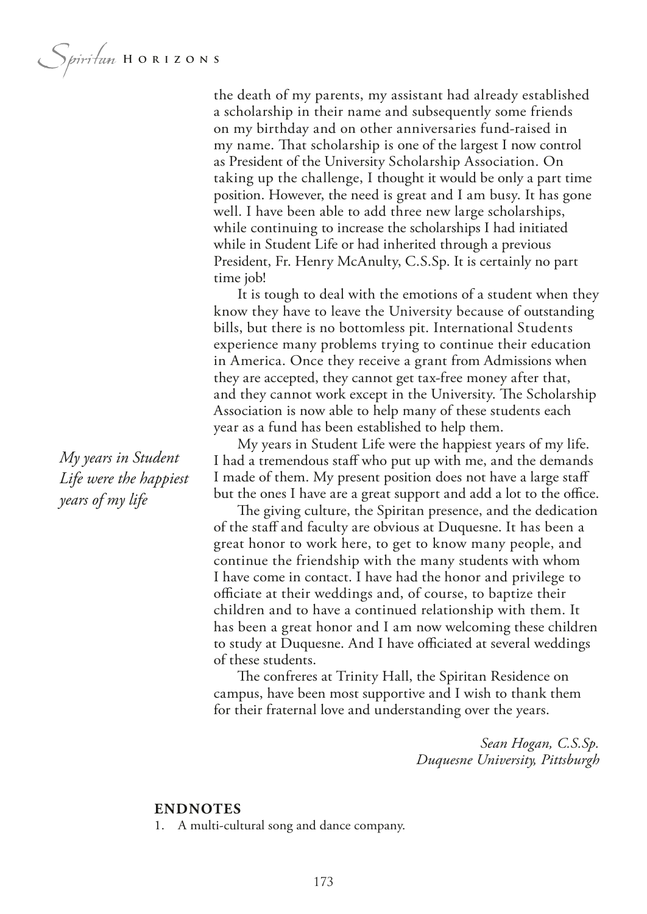the death of my parents, my assistant had already established a scholarship in their name and subsequently some friends on my birthday and on other anniversaries fund-raised in my name. That scholarship is one of the largest I now control as President of the University Scholarship Association. On taking up the challenge, I thought it would be only a part time position. However, the need is great and I am busy. It has gone well. I have been able to add three new large scholarships, while continuing to increase the scholarships I had initiated while in Student Life or had inherited through a previous President, Fr. Henry McAnulty, C.S.Sp. It is certainly no part time job!

It is tough to deal with the emotions of a student when they know they have to leave the University because of outstanding bills, but there is no bottomless pit. International Students experience many problems trying to continue their education in America. Once they receive a grant from Admissions when they are accepted, they cannot get tax-free money after that, and they cannot work except in the University. The Scholarship Association is now able to help many of these students each year as a fund has been established to help them.

*My years in Student Life were the happiest years of my life*

My years in Student Life were the happiest years of my life. I had a tremendous staff who put up with me, and the demands I made of them. My present position does not have a large staff but the ones I have are a great support and add a lot to the office.

The giving culture, the Spiritan presence, and the dedication of the staff and faculty are obvious at Duquesne. It has been a great honor to work here, to get to know many people, and continue the friendship with the many students with whom I have come in contact. I have had the honor and privilege to officiate at their weddings and, of course, to baptize their children and to have a continued relationship with them. It has been a great honor and I am now welcoming these children to study at Duquesne. And I have officiated at several weddings of these students.

The confreres at Trinity Hall, the Spiritan Residence on campus, have been most supportive and I wish to thank them for their fraternal love and understanding over the years.

*Sean Hogan, C.S.Sp.*
*Duquesne University, Pittsburgh*

## ENDNOTES

1. A multi-cultural song and dance company.